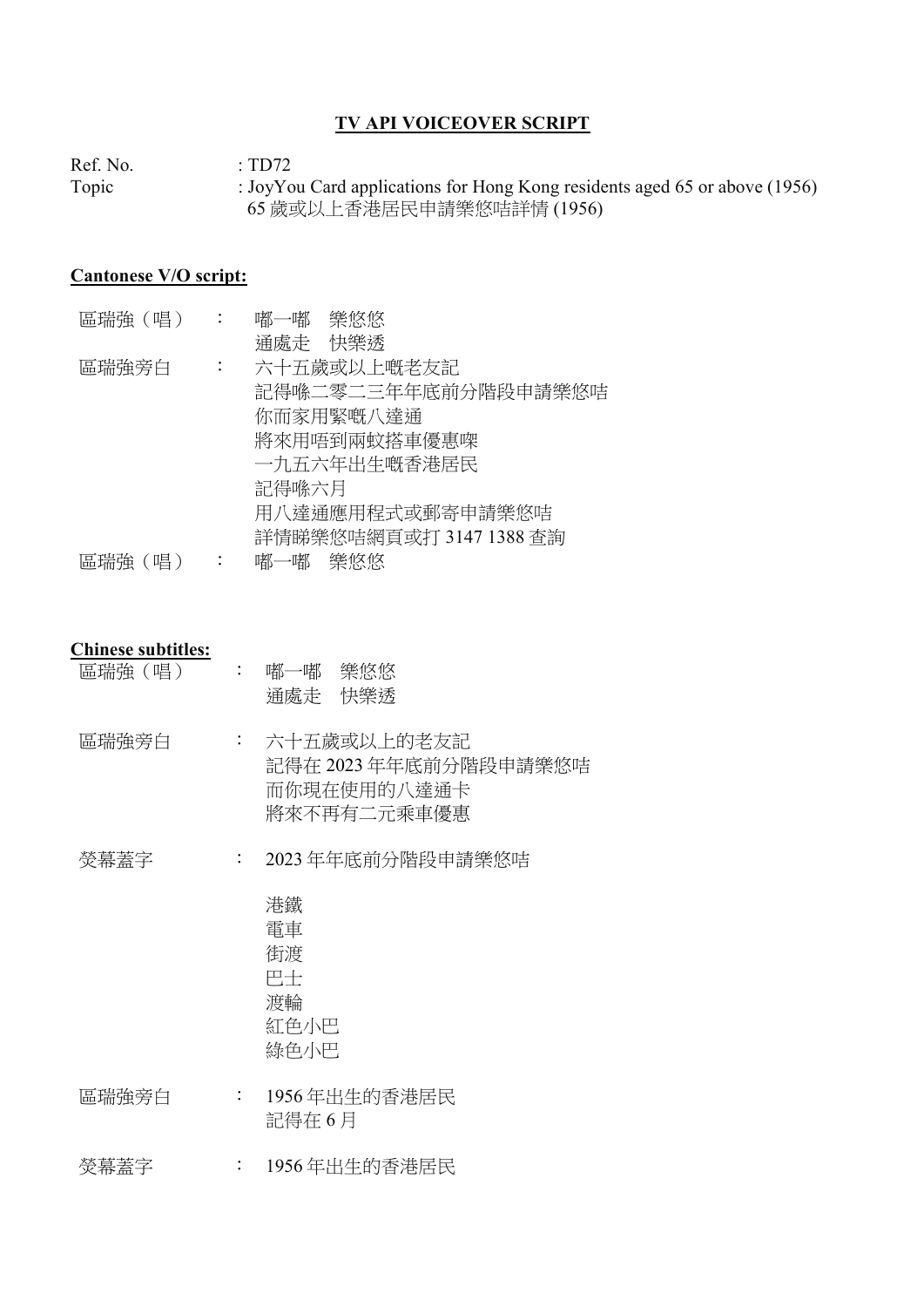# TV API VOICEOVER SCRIPT

Ref. No. : TD72

Topic : JoyYou Card applications for Hong Kong residents aged 65 or above (1956)
65 歲或以上香港居民申請樂悠咭詳情 (1956)

## Cantonese V/O script:

| | | |
|---|---|---|
| 區瑞強（唱） | ： | 嘟一嘟　樂悠悠<br>通處走　快樂透 |
| 區瑞強旁白 | ： | 六十五歲或以上嘅老友記<br>記得喺二零二三年年底前分階段申請樂悠咭<br>你而家用緊嘅八達通<br>將來用唔到兩蚊搭車優惠㗎<br>一九五六年出生嘅香港居民<br>記得喺六月<br>用八達通應用程式或郵寄申請樂悠咭<br>詳情睇樂悠咭網頁或打 3147 1388 查詢 |
| 區瑞強（唱） | ： | 嘟一嘟　樂悠悠 |

## Chinese subtitles:

| | | |
|---|---|---|
| 區瑞強（唱） | ： | 嘟一嘟　樂悠悠<br>通處走　快樂透 |
| 區瑞強旁白 | ： | 六十五歲或以上的老友記<br>記得在 2023 年年底前分階段申請樂悠咭<br>而你現在使用的八達通卡<br>將來不再有二元乘車優惠 |
| 熒幕蓋字 | ： | 2023 年年底前分階段申請樂悠咭<br><br>港鐵<br>電車<br>街渡<br>巴士<br>渡輪<br>紅色小巴<br>綠色小巴 |
| 區瑞強旁白 | ： | 1956 年出生的香港居民<br>記得在 6 月 |
| 熒幕蓋字 | ： | 1956 年出生的香港居民 |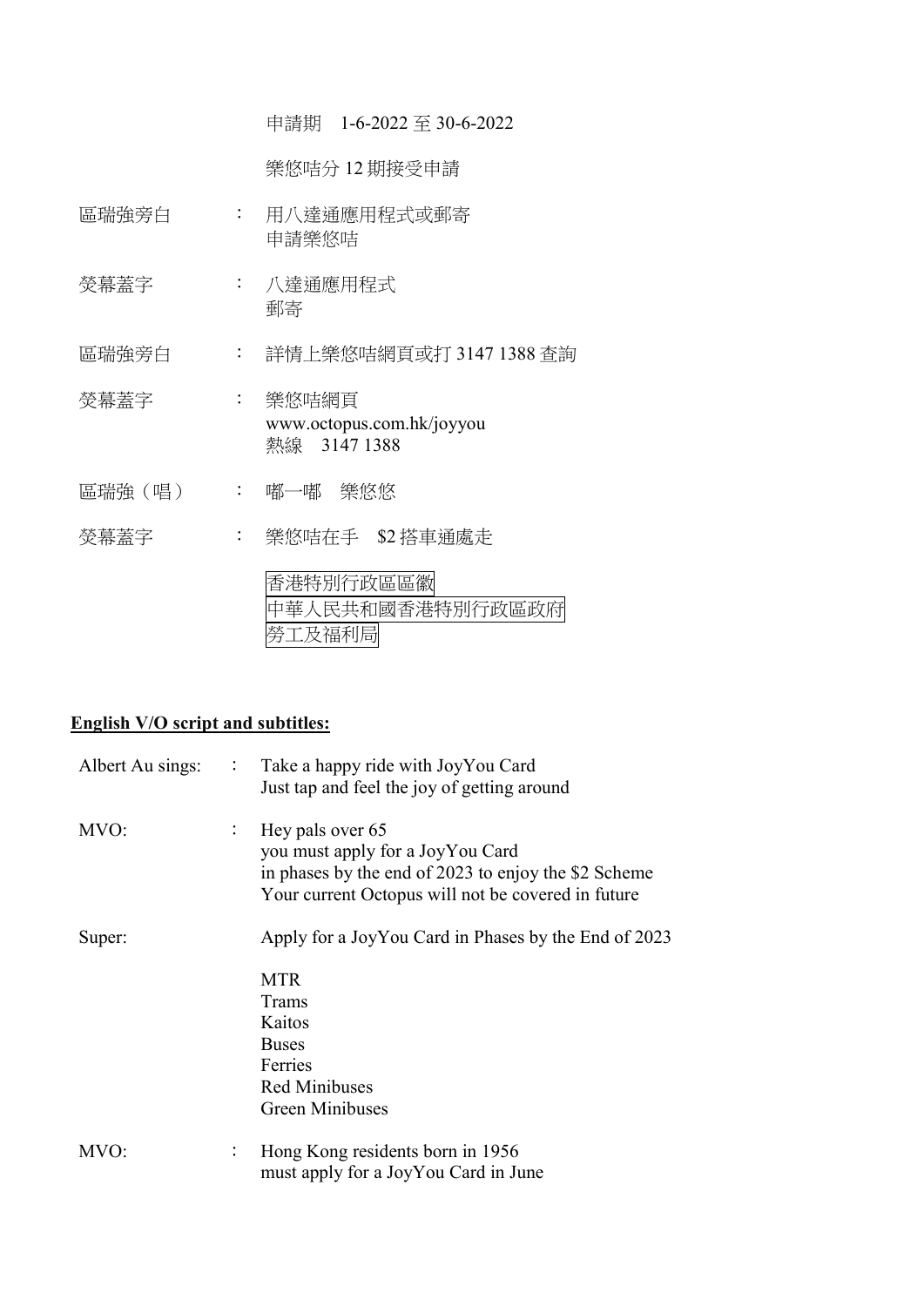申請期　1-6-2022 至 30-6-2022

樂悠咭分 12 期接受申請

| | | |
|---|---|---|
| 區瑞強旁白 | ： | 用八達通應用程式或郵寄<br>申請樂悠咭 |
| 熒幕蓋字 | ： | 八達通應用程式<br>郵寄 |
| 區瑞強旁白 | ： | 詳情上樂悠咭網頁或打 3147 1388 查詢 |
| 熒幕蓋字 | ： | 樂悠咭網頁<br>www.octopus.com.hk/joyyou<br>熱線　3147 1388 |
| 區瑞強（唱） | ： | 嘟一嘟　樂悠悠 |
| 熒幕蓋字 | ： | 樂悠咭在手　$2 搭車通處走 |

香港特別行政區區徽
中華人民共和國香港特別行政區政府
勞工及福利局

**English V/O script and subtitles:**

| | | |
|---|---|---|
| Albert Au sings: | : | Take a happy ride with JoyYou Card<br>Just tap and feel the joy of getting around |
| MVO: | : | Hey pals over 65<br>you must apply for a JoyYou Card<br>in phases by the end of 2023 to enjoy the $2 Scheme<br>Your current Octopus will not be covered in future |
| Super: | | Apply for a JoyYou Card in Phases by the End of 2023<br><br>MTR<br>Trams<br>Kaitos<br>Buses<br>Ferries<br>Red Minibuses<br>Green Minibuses |
| MVO: | : | Hong Kong residents born in 1956<br>must apply for a JoyYou Card in June |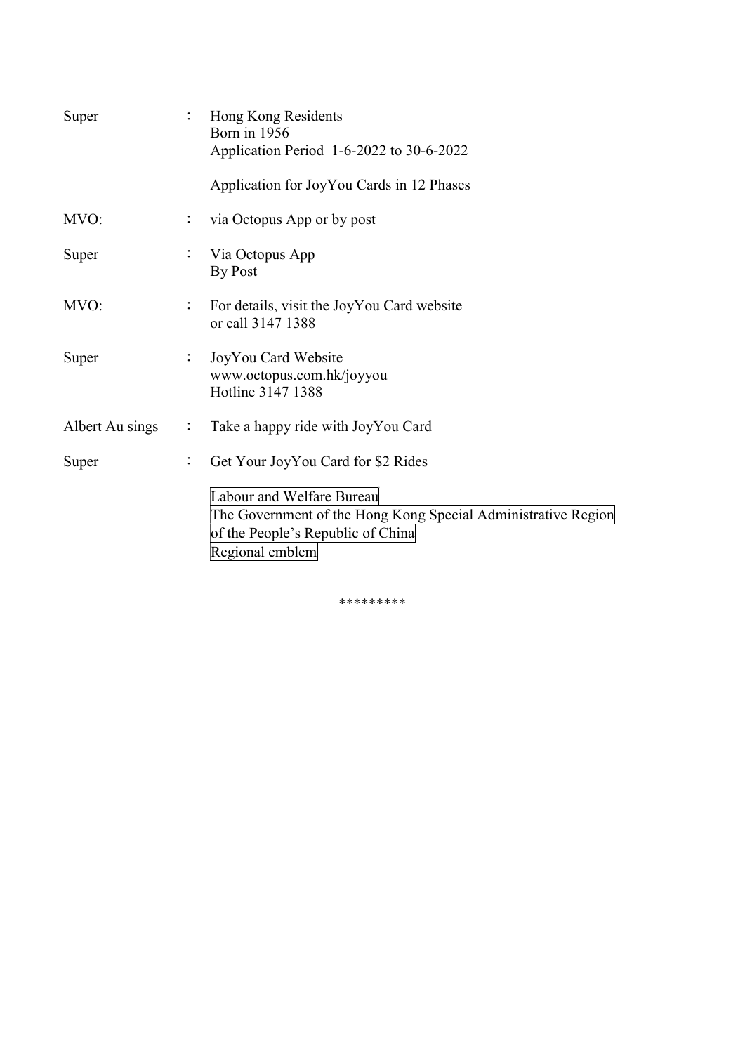| | | |
|---|---|---|
| Super | : | Hong Kong Residents<br>Born in 1956<br>Application Period 1-6-2022 to 30-6-2022<br><br>Application for JoyYou Cards in 12 Phases |
| MVO: | : | via Octopus App or by post |
| Super | : | Via Octopus App<br>By Post |
| MVO: | : | For details, visit the JoyYou Card website or call 3147 1388 |
| Super | : | JoyYou Card Website<br>www.octopus.com.hk/joyyou<br>Hotline 3147 1388 |
| Albert Au sings | : | Take a happy ride with JoyYou Card |
| Super | : | Get Your JoyYou Card for $2 Rides<br><br>Labour and Welfare Bureau<br>The Government of the Hong Kong Special Administrative Region of the People's Republic of China<br>Regional emblem |

*********